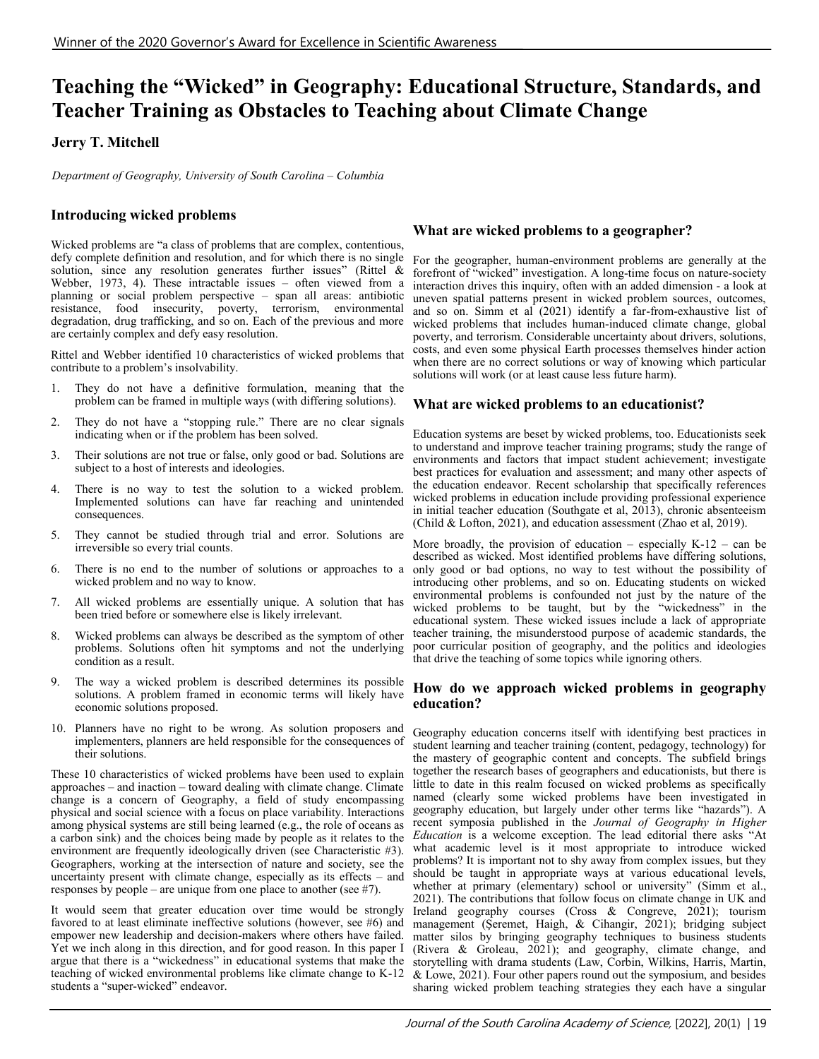# Teaching the "Wicked" in Geography: Educational Structure, Standards, and Teacher Training as Obstacles to Teaching about Climate Change

**Jerry T. Mitchell**

*Department of Geography, University of South Carolina – Columbia*

## Introducing wicked problems

Wicked problems are "a class of problems that are complex, contentious, defy complete definition and resolution, and for which there is no single solution, since any resolution generates further issues" (Rittel & Webber, 1973, 4). These intractable issues – often viewed from a planning or social problem perspective – span all areas: antibiotic resistance, food insecurity, poverty, terrorism, environmental degradation, drug trafficking, and so on. Each of the previous and more are certainly complex and defy easy resolution.

Rittel and Webber identified 10 characteristics of wicked problems that contribute to a problem's insolvability.

1. They do not have a definitive formulation, meaning that the problem can be framed in multiple ways (with differing solutions).
2. They do not have a "stopping rule." There are no clear signals indicating when or if the problem has been solved.
3. Their solutions are not true or false, only good or bad. Solutions are subject to a host of interests and ideologies.
4. There is no way to test the solution to a wicked problem. Implemented solutions can have far reaching and unintended consequences.
5. They cannot be studied through trial and error. Solutions are irreversible so every trial counts.
6. There is no end to the number of solutions or approaches to a wicked problem and no way to know.
7. All wicked problems are essentially unique. A solution that has been tried before or somewhere else is likely irrelevant.
8. Wicked problems can always be described as the symptom of other problems. Solutions often hit symptoms and not the underlying condition as a result.
9. The way a wicked problem is described determines its possible solutions. A problem framed in economic terms will likely have economic solutions proposed.
10. Planners have no right to be wrong. As solution proposers and implementers, planners are held responsible for the consequences of their solutions.

These 10 characteristics of wicked problems have been used to explain approaches – and inaction – toward dealing with climate change. Climate change is a concern of Geography, a field of study encompassing physical and social science with a focus on place variability. Interactions among physical systems are still being learned (e.g., the role of oceans as a carbon sink) and the choices being made by people as it relates to the environment are frequently ideologically driven (see Characteristic #3). Geographers, working at the intersection of nature and society, see the uncertainty present with climate change, especially as its effects – and responses by people – are unique from one place to another (see #7).

It would seem that greater education over time would be strongly favored to at least eliminate ineffective solutions (however, see #6) and empower new leadership and decision-makers where others have failed. Yet we inch along in this direction, and for good reason. In this paper I argue that there is a "wickedness" in educational systems that make the teaching of wicked environmental problems like climate change to K-12 students a "super-wicked" endeavor.

## What are wicked problems to a geographer?

For the geographer, human-environment problems are generally at the forefront of "wicked" investigation. A long-time focus on nature-society interaction drives this inquiry, often with an added dimension - a look at uneven spatial patterns present in wicked problem sources, outcomes, and so on. Simm et al (2021) identify a far-from-exhaustive list of wicked problems that includes human-induced climate change, global poverty, and terrorism. Considerable uncertainty about drivers, solutions, costs, and even some physical Earth processes themselves hinder action when there are no correct solutions or way of knowing which particular solutions will work (or at least cause less future harm).

## What are wicked problems to an educationist?

Education systems are beset by wicked problems, too. Educationists seek to understand and improve teacher training programs; study the range of environments and factors that impact student achievement; investigate best practices for evaluation and assessment; and many other aspects of the education endeavor. Recent scholarship that specifically references wicked problems in education include providing professional experience in initial teacher education (Southgate et al, 2013), chronic absenteeism (Child & Lofton, 2021), and education assessment (Zhao et al, 2019).

More broadly, the provision of education – especially K-12 – can be described as wicked. Most identified problems have differing solutions, only good or bad options, no way to test without the possibility of introducing other problems, and so on. Educating students on wicked environmental problems is confounded not just by the nature of the wicked problems to be taught, but by the "wickedness" in the educational system. These wicked issues include a lack of appropriate teacher training, the misunderstood purpose of academic standards, the poor curricular position of geography, and the politics and ideologies that drive the teaching of some topics while ignoring others.

## How do we approach wicked problems in geography education?

Geography education concerns itself with identifying best practices in student learning and teacher training (content, pedagogy, technology) for the mastery of geographic content and concepts. The subfield brings together the research bases of geographers and educationists, but there is little to date in this realm focused on wicked problems as specifically named (clearly some wicked problems have been investigated in geography education, but largely under other terms like "hazards"). A recent symposia published in the *Journal of Geography in Higher Education* is a welcome exception. The lead editorial there asks "At what academic level is it most appropriate to introduce wicked problems? It is important not to shy away from complex issues, but they should be taught in appropriate ways at various educational levels, whether at primary (elementary) school or university" (Simm et al., 2021). The contributions that follow focus on climate change in UK and Ireland geography courses (Cross & Congreve, 2021); tourism management (Şeremet, Haigh, & Cihangir, 2021); bridging subject matter silos by bringing geography techniques to business students (Rivera & Groleau, 2021); and geography, climate change, and storytelling with drama students (Law, Corbin, Wilkins, Harris, Martin, & Lowe, 2021). Four other papers round out the symposium, and besides sharing wicked problem teaching strategies they each have a singular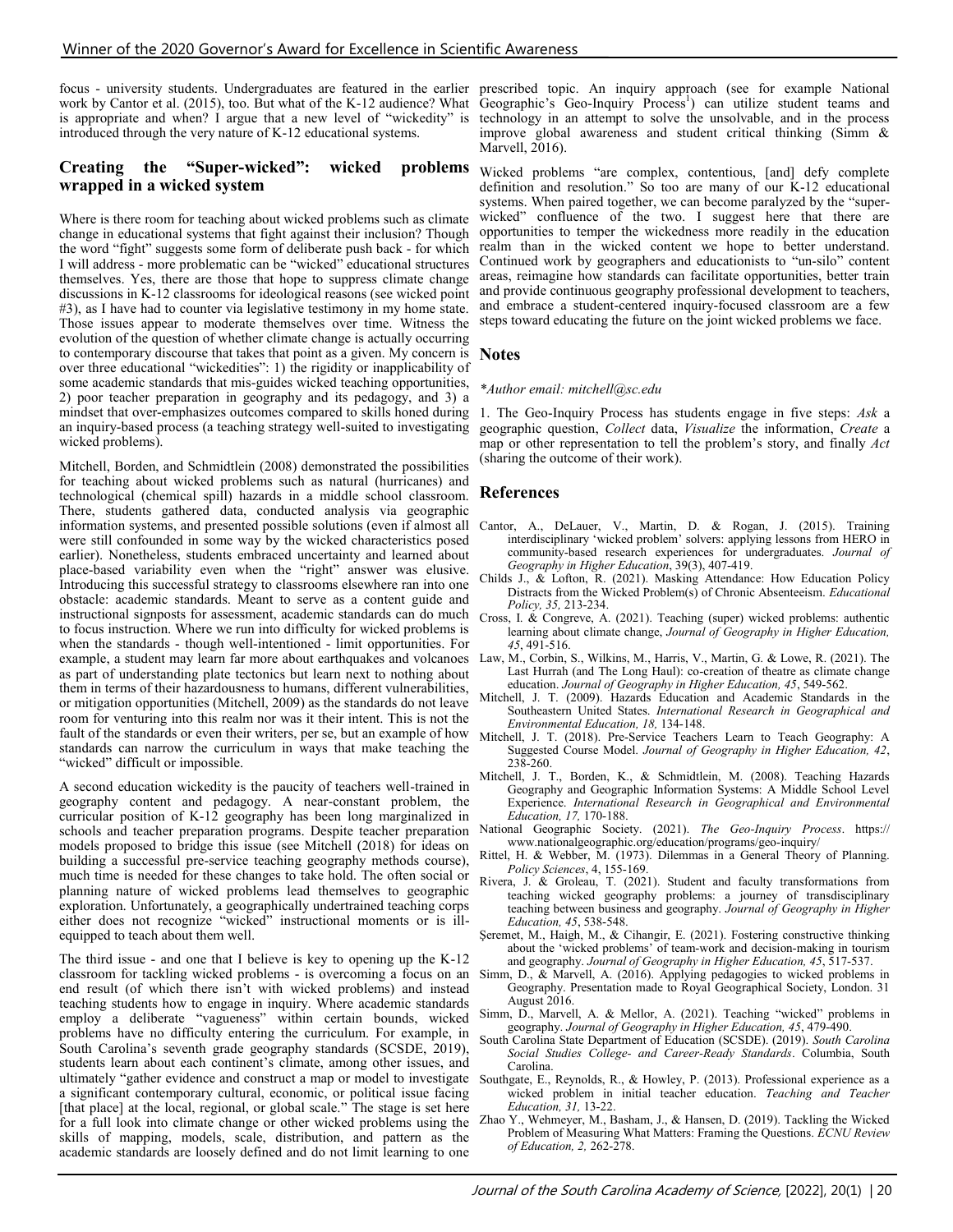focus - university students. Undergraduates are featured in the earlier work by Cantor et al. (2015), too. But what of the K-12 audience? What is appropriate and when? I argue that a new level of "wickedity" is introduced through the very nature of K-12 educational systems.

## Creating the "Super-wicked": wicked problems wrapped in a wicked system

Where is there room for teaching about wicked problems such as climate change in educational systems that fight against their inclusion? Though the word "fight" suggests some form of deliberate push back - for which I will address - more problematic can be "wicked" educational structures themselves. Yes, there are those that hope to suppress climate change discussions in K-12 classrooms for ideological reasons (see wicked point #3), as I have had to counter via legislative testimony in my home state. Those issues appear to moderate themselves over time. Witness the evolution of the question of whether climate change is actually occurring to contemporary discourse that takes that point as a given. My concern is over three educational "wickedities": 1) the rigidity or inapplicability of some academic standards that mis-guides wicked teaching opportunities, 2) poor teacher preparation in geography and its pedagogy, and 3) a mindset that over-emphasizes outcomes compared to skills honed during an inquiry-based process (a teaching strategy well-suited to investigating wicked problems).

Mitchell, Borden, and Schmidtlein (2008) demonstrated the possibilities for teaching about wicked problems such as natural (hurricanes) and technological (chemical spill) hazards in a middle school classroom. There, students gathered data, conducted analysis via geographic information systems, and presented possible solutions (even if almost all were still confounded in some way by the wicked characteristics posed earlier). Nonetheless, students embraced uncertainty and learned about place-based variability even when the "right" answer was elusive. Introducing this successful strategy to classrooms elsewhere ran into one obstacle: academic standards. Meant to serve as a content guide and instructional signposts for assessment, academic standards can do much to focus instruction. Where we run into difficulty for wicked problems is when the standards - though well-intentioned - limit opportunities. For example, a student may learn far more about earthquakes and volcanoes as part of understanding plate tectonics but learn next to nothing about them in terms of their hazardousness to humans, different vulnerabilities, or mitigation opportunities (Mitchell, 2009) as the standards do not leave room for venturing into this realm nor was it their intent. This is not the fault of the standards or even their writers, per se, but an example of how standards can narrow the curriculum in ways that make teaching the "wicked" difficult or impossible.

A second education wickedity is the paucity of teachers well-trained in geography content and pedagogy. A near-constant problem, the curricular position of K-12 geography has been long marginalized in schools and teacher preparation programs. Despite teacher preparation models proposed to bridge this issue (see Mitchell (2018) for ideas on building a successful pre-service teaching geography methods course), much time is needed for these changes to take hold. The often social or planning nature of wicked problems lead themselves to geographic exploration. Unfortunately, a geographically undertrained teaching corps either does not recognize "wicked" instructional moments or is ill-equipped to teach about them well.

The third issue - and one that I believe is key to opening up the K-12 classroom for tackling wicked problems - is overcoming a focus on an end result (of which there isn't with wicked problems) and instead teaching students how to engage in inquiry. Where academic standards employ a deliberate "vagueness" within certain bounds, wicked problems have no difficulty entering the curriculum. For example, in South Carolina's seventh grade geography standards (SCSDE, 2019), students learn about each continent's climate, among other issues, and ultimately "gather evidence and construct a map or model to investigate a significant contemporary cultural, economic, or political issue facing [that place] at the local, regional, or global scale." The stage is set here for a full look into climate change or other wicked problems using the skills of mapping, models, scale, distribution, and pattern as the academic standards are loosely defined and do not limit learning to one prescribed topic. An inquiry approach (see for example National Geographic's Geo-Inquiry Process[1]) can utilize student teams and technology in an attempt to solve the unsolvable, and in the process improve global awareness and student critical thinking (Simm & Marvell, 2016).

Wicked problems "are complex, contentious, [and] defy complete definition and resolution." So too are many of our K-12 educational systems. When paired together, we can become paralyzed by the "super-wicked" confluence of the two. I suggest here that there are opportunities to temper the wickedness more readily in the education realm than in the wicked content we hope to better understand. Continued work by geographers and educationists to "un-silo" content areas, reimagine how standards can facilitate opportunities, better train and provide continuous geography professional development to teachers, and embrace a student-centered inquiry-focused classroom are a few steps toward educating the future on the joint wicked problems we face.

## Notes

*Author email: mitchell@sc.edu

1. The Geo-Inquiry Process has students engage in five steps: *Ask* a geographic question, *Collect* data, *Visualize* the information, *Create* a map or other representation to tell the problem's story, and finally *Act* (sharing the outcome of their work).

## References

Cantor, A., DeLauer, V., Martin, D. & Rogan, J. (2015). Training interdisciplinary 'wicked problem' solvers: applying lessons from HERO in community-based research experiences for undergraduates. *Journal of Geography in Higher Education*, 39(3), 407-419.

Childs J., & Lofton, R. (2021). Masking Attendance: How Education Policy Distracts from the Wicked Problem(s) of Chronic Absenteeism. *Educational Policy, 35,* 213-234.

Cross, I. & Congreve, A. (2021). Teaching (super) wicked problems: authentic learning about climate change, *Journal of Geography in Higher Education, 45*, 491-516.

Law, M., Corbin, S., Wilkins, M., Harris, V., Martin, G. & Lowe, R. (2021). The Last Hurrah (and The Long Haul): co-creation of theatre as climate change education. *Journal of Geography in Higher Education, 45*, 549-562.

Mitchell, J. T. (2009). Hazards Education and Academic Standards in the Southeastern United States. *International Research in Geographical and Environmental Education, 18,* 134-148.

Mitchell, J. T. (2018). Pre-Service Teachers Learn to Teach Geography: A Suggested Course Model. *Journal of Geography in Higher Education, 42*, 238-260.

Mitchell, J. T., Borden, K., & Schmidtlein, M. (2008). Teaching Hazards Geography and Geographic Information Systems: A Middle School Level Experience. *International Research in Geographical and Environmental Education, 17,* 170-188.

National Geographic Society. (2021). *The Geo-Inquiry Process*. https://www.nationalgeographic.org/education/programs/geo-inquiry/

Rittel, H. & Webber, M. (1973). Dilemmas in a General Theory of Planning. *Policy Sciences*, 4, 155-169.

Rivera, J. & Groleau, T. (2021). Student and faculty transformations from teaching wicked geography problems: a journey of transdisciplinary teaching between business and geography. *Journal of Geography in Higher Education, 45*, 538-548.

Şeremet, M., Haigh, M., & Cihangir, E. (2021). Fostering constructive thinking about the 'wicked problems' of team-work and decision-making in tourism and geography. *Journal of Geography in Higher Education, 45*, 517-537.

Simm, D., & Marvell, A. (2016). Applying pedagogies to wicked problems in Geography. Presentation made to Royal Geographical Society, London. 31 August 2016.

Simm, D., Marvell, A. & Mellor, A. (2021). Teaching "wicked" problems in geography. *Journal of Geography in Higher Education, 45*, 479-490.

South Carolina State Department of Education (SCSDE). (2019). *South Carolina Social Studies College- and Career-Ready Standards*. Columbia, South Carolina.

Southgate, E., Reynolds, R., & Howley, P. (2013). Professional experience as a wicked problem in initial teacher education. *Teaching and Teacher Education, 31,* 13-22.

Zhao Y., Wehmeyer, M., Basham, J., & Hansen, D. (2019). Tackling the Wicked Problem of Measuring What Matters: Framing the Questions. *ECNU Review of Education, 2,* 262-278.